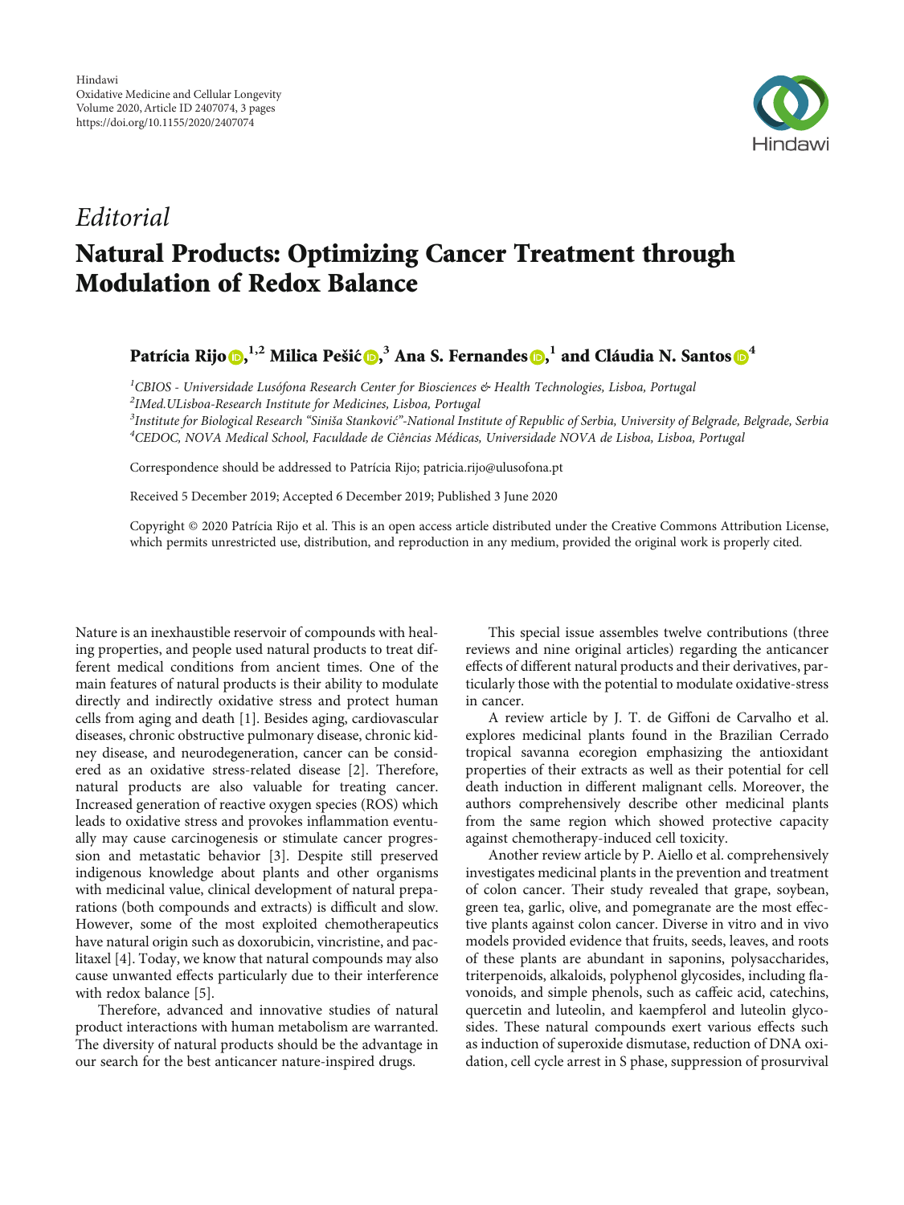*Editorial*

# Natural Products: Optimizing Cancer Treatment through Modulation of Redox Balance

**Patrícia Rijo,[1,2] Milica Pešić,[3] Ana S. Fernandes,[1] and Cláudia N. Santos[4]**

[1]*CBIOS - Universidade Lusófona Research Center for Biosciences & Health Technologies, Lisboa, Portugal*
[2]*IMed.ULisboa-Research Institute for Medicines, Lisboa, Portugal*
[3]*Institute for Biological Research "Siniša Stanković"-National Institute of Republic of Serbia, University of Belgrade, Belgrade, Serbia*
[4]*CEDOC, NOVA Medical School, Faculdade de Ciências Médicas, Universidade NOVA de Lisboa, Lisboa, Portugal*

Correspondence should be addressed to Patrícia Rijo; patricia.rijo@ulusofona.pt

Received 5 December 2019; Accepted 6 December 2019; Published 3 June 2020

Copyright © 2020 Patrícia Rijo et al. This is an open access article distributed under the Creative Commons Attribution License, which permits unrestricted use, distribution, and reproduction in any medium, provided the original work is properly cited.

Nature is an inexhaustible reservoir of compounds with healing properties, and people used natural products to treat different medical conditions from ancient times. One of the main features of natural products is their ability to modulate directly and indirectly oxidative stress and protect human cells from aging and death [1]. Besides aging, cardiovascular diseases, chronic obstructive pulmonary disease, chronic kidney disease, and neurodegeneration, cancer can be considered as an oxidative stress-related disease [2]. Therefore, natural products are also valuable for treating cancer. Increased generation of reactive oxygen species (ROS) which leads to oxidative stress and provokes inflammation eventually may cause carcinogenesis or stimulate cancer progression and metastatic behavior [3]. Despite still preserved indigenous knowledge about plants and other organisms with medicinal value, clinical development of natural preparations (both compounds and extracts) is difficult and slow. However, some of the most exploited chemotherapeutics have natural origin such as doxorubicin, vincristine, and paclitaxel [4]. Today, we know that natural compounds may also cause unwanted effects particularly due to their interference with redox balance [5].

Therefore, advanced and innovative studies of natural product interactions with human metabolism are warranted. The diversity of natural products should be the advantage in our search for the best anticancer nature-inspired drugs.

This special issue assembles twelve contributions (three reviews and nine original articles) regarding the anticancer effects of different natural products and their derivatives, particularly those with the potential to modulate oxidative-stress in cancer.

A review article by J. T. de Giffoni de Carvalho et al. explores medicinal plants found in the Brazilian Cerrado tropical savanna ecoregion emphasizing the antioxidant properties of their extracts as well as their potential for cell death induction in different malignant cells. Moreover, the authors comprehensively describe other medicinal plants from the same region which showed protective capacity against chemotherapy-induced cell toxicity.

Another review article by P. Aiello et al. comprehensively investigates medicinal plants in the prevention and treatment of colon cancer. Their study revealed that grape, soybean, green tea, garlic, olive, and pomegranate are the most effective plants against colon cancer. Diverse in vitro and in vivo models provided evidence that fruits, seeds, leaves, and roots of these plants are abundant in saponins, polysaccharides, triterpenoids, alkaloids, polyphenol glycosides, including flavonoids, and simple phenols, such as caffeic acid, catechins, quercetin and luteolin, and kaempferol and luteolin glycosides. These natural compounds exert various effects such as induction of superoxide dismutase, reduction of DNA oxidation, cell cycle arrest in S phase, suppression of prosurvival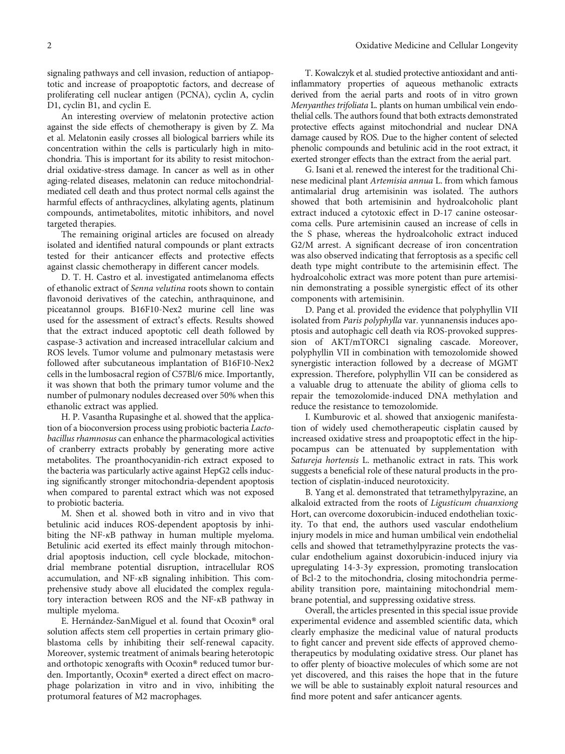signaling pathways and cell invasion, reduction of antiapoptotic and increase of proapoptotic factors, and decrease of proliferating cell nuclear antigen (PCNA), cyclin A, cyclin D1, cyclin B1, and cyclin E.

An interesting overview of melatonin protective action against the side effects of chemotherapy is given by Z. Ma et al. Melatonin easily crosses all biological barriers while its concentration within the cells is particularly high in mitochondria. This is important for its ability to resist mitochondrial oxidative-stress damage. In cancer as well as in other aging-related diseases, melatonin can reduce mitochondrial-mediated cell death and thus protect normal cells against the harmful effects of anthracyclines, alkylating agents, platinum compounds, antimetabolites, mitotic inhibitors, and novel targeted therapies.

The remaining original articles are focused on already isolated and identified natural compounds or plant extracts tested for their anticancer effects and protective effects against classic chemotherapy in different cancer models.

D. T. H. Castro et al. investigated antimelanoma effects of ethanolic extract of *Senna velutina* roots shown to contain flavonoid derivatives of the catechin, anthraquinone, and piceatannol groups. B16F10-Nex2 murine cell line was used for the assessment of extract's effects. Results showed that the extract induced apoptotic cell death followed by caspase-3 activation and increased intracellular calcium and ROS levels. Tumor volume and pulmonary metastasis were followed after subcutaneous implantation of B16F10-Nex2 cells in the lumbosacral region of C57Bl/6 mice. Importantly, it was shown that both the primary tumor volume and the number of pulmonary nodules decreased over 50% when this ethanolic extract was applied.

H. P. Vasantha Rupasinghe et al. showed that the application of a bioconversion process using probiotic bacteria *Lactobacillus rhamnosus* can enhance the pharmacological activities of cranberry extracts probably by generating more active metabolites. The proanthocyanidin-rich extract exposed to the bacteria was particularly active against HepG2 cells inducing significantly stronger mitochondria-dependent apoptosis when compared to parental extract which was not exposed to probiotic bacteria.

M. Shen et al. showed both in vitro and in vivo that betulinic acid induces ROS-dependent apoptosis by inhibiting the NF-$\kappa$B pathway in human multiple myeloma. Betulinic acid exerted its effect mainly through mitochondrial apoptosis induction, cell cycle blockade, mitochondrial membrane potential disruption, intracellular ROS accumulation, and NF-$\kappa$B signaling inhibition. This comprehensive study above all elucidated the complex regulatory interaction between ROS and the NF-$\kappa$B pathway in multiple myeloma.

E. Hernández-SanMiguel et al. found that Ocoxin® oral solution affects stem cell properties in certain primary glioblastoma cells by inhibiting their self-renewal capacity. Moreover, systemic treatment of animals bearing heterotopic and orthotopic xenografts with Ocoxin® reduced tumor burden. Importantly, Ocoxin® exerted a direct effect on macrophage polarization in vitro and in vivo, inhibiting the protumoral features of M2 macrophages.

T. Kowalczyk et al. studied protective antioxidant and anti-inflammatory properties of aqueous methanolic extracts derived from the aerial parts and roots of in vitro grown *Menyanthes trifoliata* L. plants on human umbilical vein endothelial cells. The authors found that both extracts demonstrated protective effects against mitochondrial and nuclear DNA damage caused by ROS. Due to the higher content of selected phenolic compounds and betulinic acid in the root extract, it exerted stronger effects than the extract from the aerial part.

G. Isani et al. renewed the interest for the traditional Chinese medicinal plant *Artemisia annua* L. from which famous antimalarial drug artemisinin was isolated. The authors showed that both artemisinin and hydroalcoholic plant extract induced a cytotoxic effect in D-17 canine osteosarcoma cells. Pure artemisinin caused an increase of cells in the S phase, whereas the hydroalcoholic extract induced G2/M arrest. A significant decrease of iron concentration was also observed indicating that ferroptosis as a specific cell death type might contribute to the artemisinin effect. The hydroalcoholic extract was more potent than pure artemisinin demonstrating a possible synergistic effect of its other components with artemisinin.

D. Pang et al. provided the evidence that polyphyllin VII isolated from *Paris polyphylla* var. yunnanensis induces apoptosis and autophagic cell death via ROS-provoked suppression of AKT/mTORC1 signaling cascade. Moreover, polyphyllin VII in combination with temozolomide showed synergistic interaction followed by a decrease of MGMT expression. Therefore, polyphyllin VII can be considered as a valuable drug to attenuate the ability of glioma cells to repair the temozolomide-induced DNA methylation and reduce the resistance to temozolomide.

I. Kumburovic et al. showed that anxiogenic manifestation of widely used chemotherapeutic cisplatin caused by increased oxidative stress and proapoptotic effect in the hippocampus can be attenuated by supplementation with *Satureja hortensis* L. methanolic extract in rats. This work suggests a beneficial role of these natural products in the protection of cisplatin-induced neurotoxicity.

B. Yang et al. demonstrated that tetramethylpyrazine, an alkaloid extracted from the roots of *Ligusticum chuanxiong* Hort, can overcome doxorubicin-induced endothelian toxicity. To that end, the authors used vascular endothelium injury models in mice and human umbilical vein endothelial cells and showed that tetramethylpyrazine protects the vascular endothelium against doxorubicin-induced injury via upregulating 14-3-3$\gamma$ expression, promoting translocation of Bcl-2 to the mitochondria, closing mitochondria permeability transition pore, maintaining mitochondrial membrane potential, and suppressing oxidative stress.

Overall, the articles presented in this special issue provide experimental evidence and assembled scientific data, which clearly emphasize the medicinal value of natural products to fight cancer and prevent side effects of approved chemotherapeutics by modulating oxidative stress. Our planet has to offer plenty of bioactive molecules of which some are not yet discovered, and this raises the hope that in the future we will be able to sustainably exploit natural resources and find more potent and safer anticancer agents.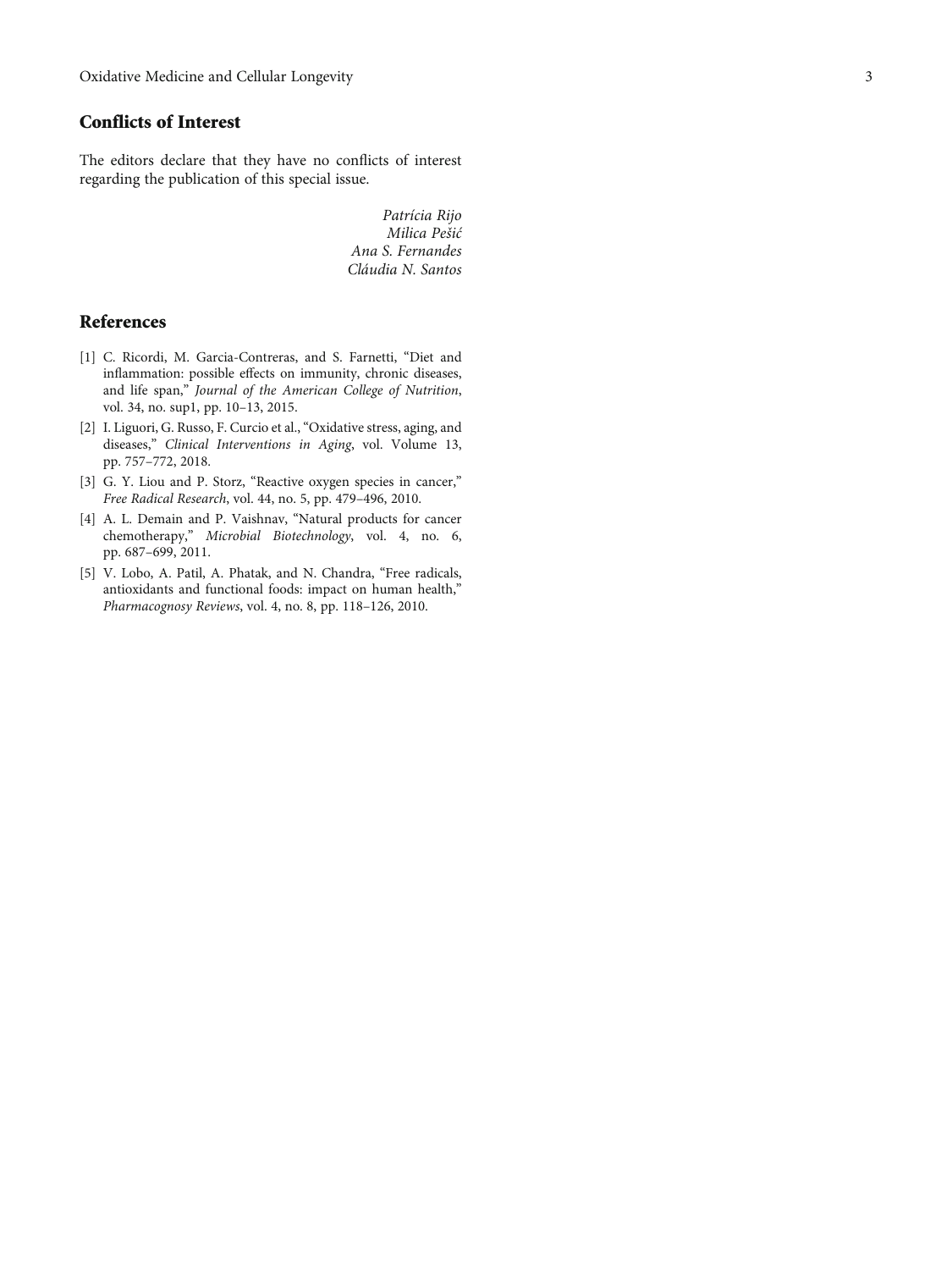## Conflicts of Interest

The editors declare that they have no conflicts of interest regarding the publication of this special issue.

*Patrícia Rijo*
*Milica Pešić*
*Ana S. Fernandes*
*Cláudia N. Santos*

## References

[1] C. Ricordi, M. Garcia-Contreras, and S. Farnetti, "Diet and inflammation: possible effects on immunity, chronic diseases, and life span," *Journal of the American College of Nutrition*, vol. 34, no. sup1, pp. 10–13, 2015.

[2] I. Liguori, G. Russo, F. Curcio et al., "Oxidative stress, aging, and diseases," *Clinical Interventions in Aging*, vol. Volume 13, pp. 757–772, 2018.

[3] G. Y. Liou and P. Storz, "Reactive oxygen species in cancer," *Free Radical Research*, vol. 44, no. 5, pp. 479–496, 2010.

[4] A. L. Demain and P. Vaishnav, "Natural products for cancer chemotherapy," *Microbial Biotechnology*, vol. 4, no. 6, pp. 687–699, 2011.

[5] V. Lobo, A. Patil, A. Phatak, and N. Chandra, "Free radicals, antioxidants and functional foods: impact on human health," *Pharmacognosy Reviews*, vol. 4, no. 8, pp. 118–126, 2010.